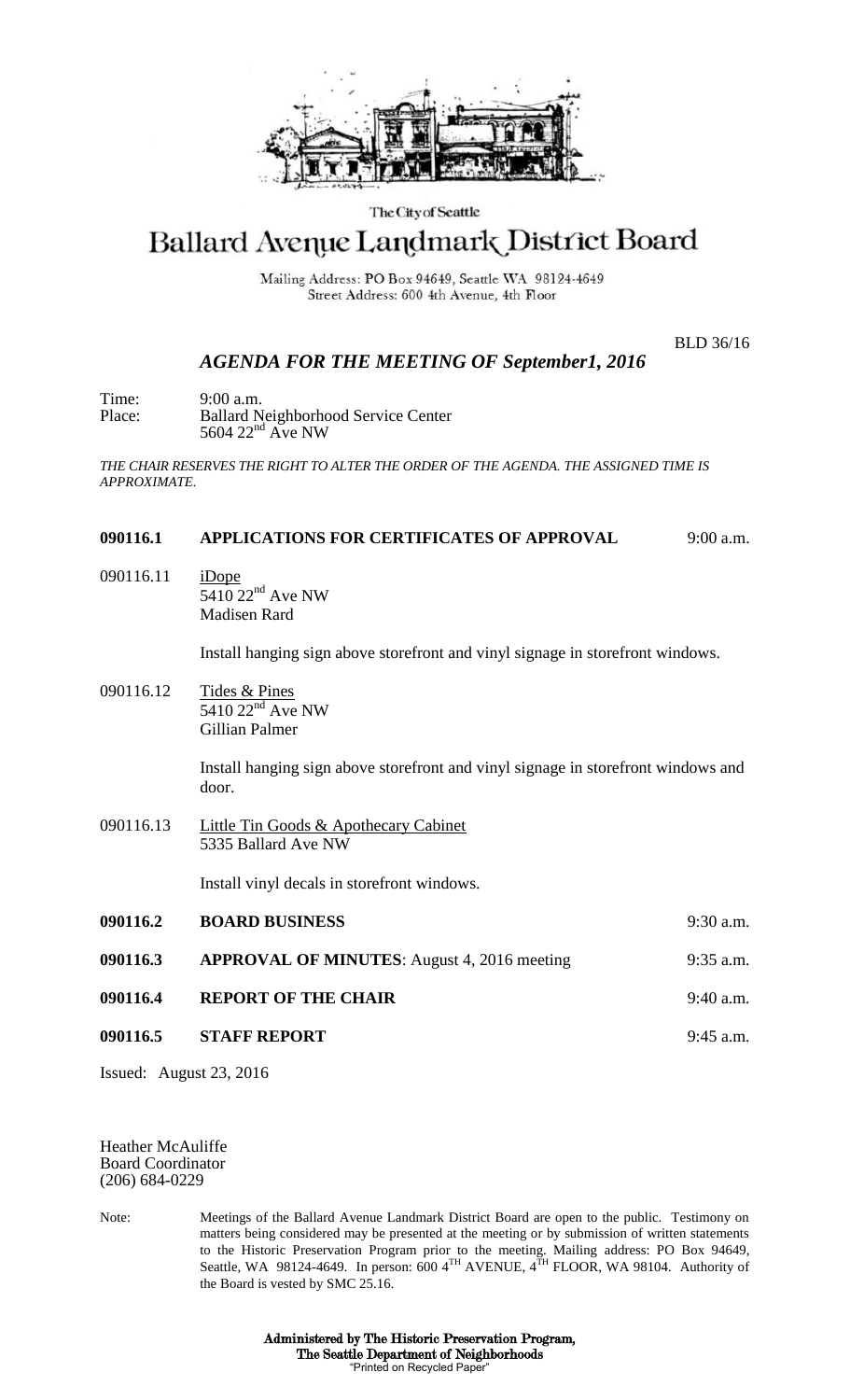The City of Seattle

# Ballard Avenue Landmark District Board

Mailing Address: PO Box 94649, Seattle WA 98124-4649
Street Address: 600 4th Avenue, 4th Floor

BLD 36/16

## *AGENDA FOR THE MEETING OF September1, 2016*

Time: 9:00 a.m.
Place: Ballard Neighborhood Service Center
5604 22nd Ave NW

*THE CHAIR RESERVES THE RIGHT TO ALTER THE ORDER OF THE AGENDA. THE ASSIGNED TIME IS APPROXIMATE.*

**090116.1 APPLICATIONS FOR CERTIFICATES OF APPROVAL** 9:00 a.m.

090116.11 iDope
5410 22nd Ave NW
Madisen Rard

Install hanging sign above storefront and vinyl signage in storefront windows.

090116.12 Tides & Pines
5410 22nd Ave NW
Gillian Palmer

Install hanging sign above storefront and vinyl signage in storefront windows and door.

090116.13 Little Tin Goods & Apothecary Cabinet
5335 Ballard Ave NW

Install vinyl decals in storefront windows.

**090116.2 BOARD BUSINESS** 9:30 a.m.

**090116.3 APPROVAL OF MINUTES**: August 4, 2016 meeting 9:35 a.m.

**090116.4 REPORT OF THE CHAIR** 9:40 a.m.

**090116.5 STAFF REPORT** 9:45 a.m.

Issued: August 23, 2016

Heather McAuliffe
Board Coordinator
(206) 684-0229

Note: Meetings of the Ballard Avenue Landmark District Board are open to the public. Testimony on matters being considered may be presented at the meeting or by submission of written statements to the Historic Preservation Program prior to the meeting. Mailing address: PO Box 94649, Seattle, WA 98124-4649. In person: 600 4TH AVENUE, 4TH FLOOR, WA 98104. Authority of the Board is vested by SMC 25.16.

**Administered by The Historic Preservation Program,**
**The Seattle Department of Neighborhoods**
"Printed on Recycled Paper"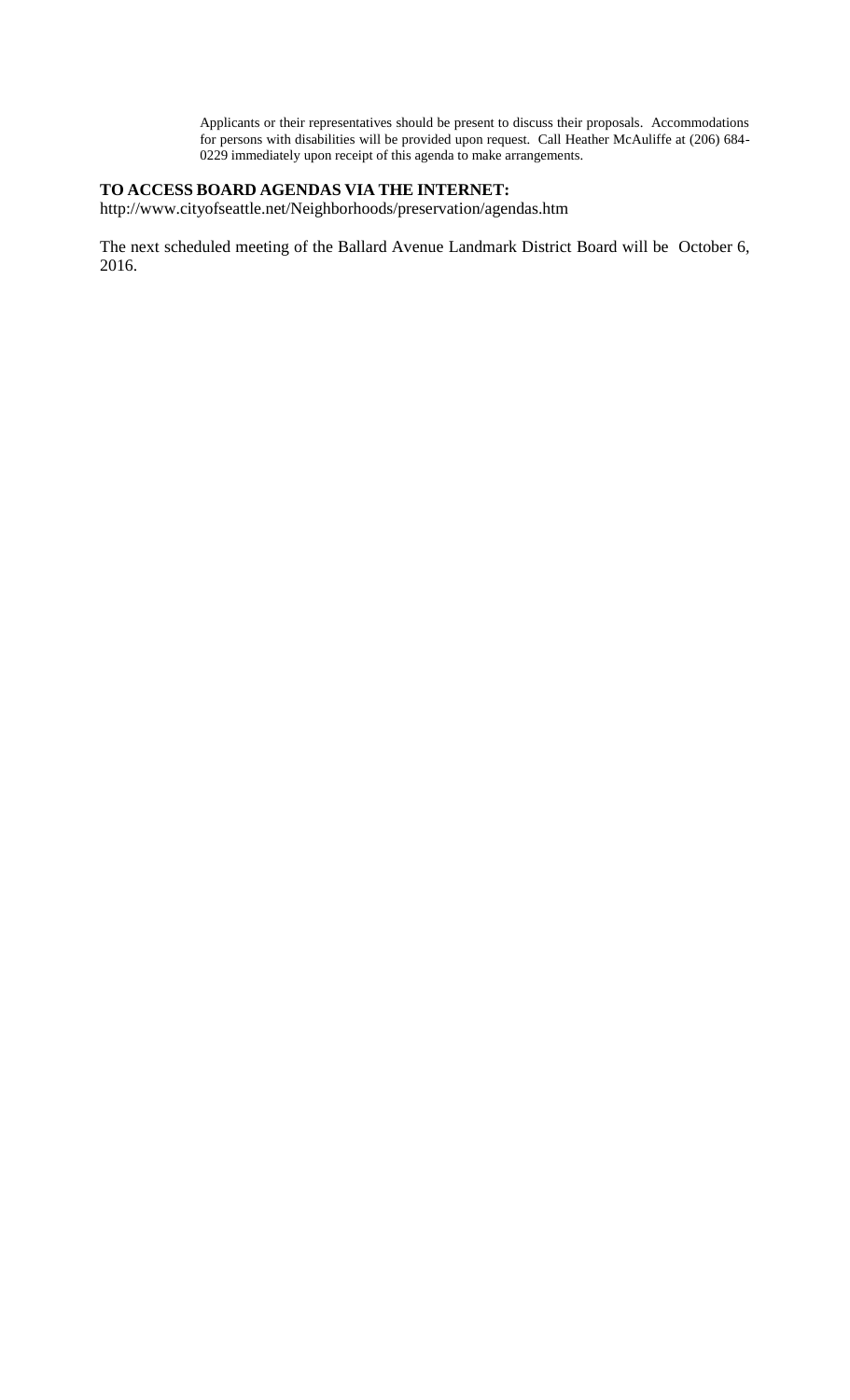Applicants or their representatives should be present to discuss their proposals. Accommodations for persons with disabilities will be provided upon request. Call Heather McAuliffe at (206) 684-0229 immediately upon receipt of this agenda to make arrangements.

**TO ACCESS BOARD AGENDAS VIA THE INTERNET:**

http://www.cityofseattle.net/Neighborhoods/preservation/agendas.htm

The next scheduled meeting of the Ballard Avenue Landmark District Board will be October 6, 2016.